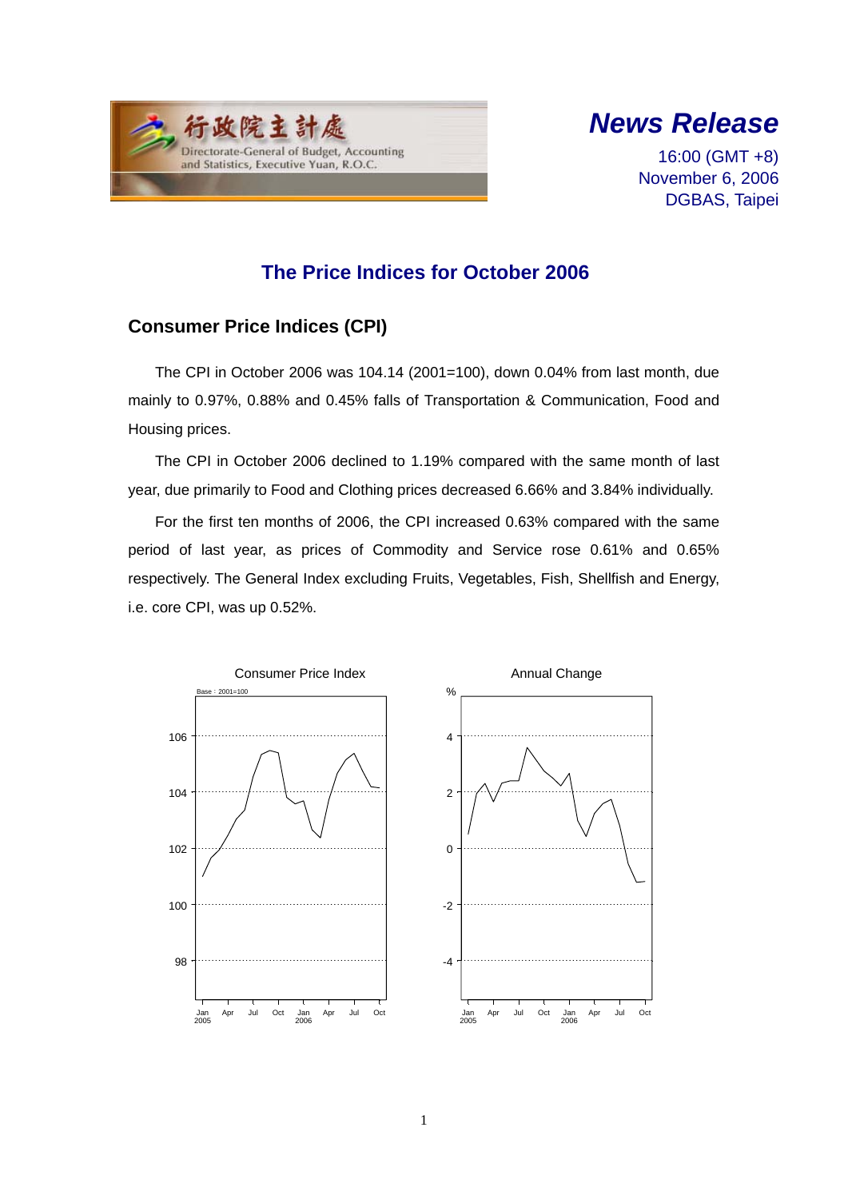行政院主計處
Directorate-General of Budget, Accounting and Statistics, Executive Yuan, R.O.C.

# News Release

16:00 (GMT +8)
November 6, 2006
DGBAS, Taipei

## The Price Indices for October 2006

### Consumer Price Indices (CPI)

The CPI in October 2006 was 104.14 (2001=100), down 0.04% from last month, due mainly to 0.97%, 0.88% and 0.45% falls of Transportation & Communication, Food and Housing prices.

The CPI in October 2006 declined to 1.19% compared with the same month of last year, due primarily to Food and Clothing prices decreased 6.66% and 3.84% individually.

For the first ten months of 2006, the CPI increased 0.63% compared with the same period of last year, as prices of Commodity and Service rose 0.61% and 0.65% respectively. The General Index excluding Fruits, Vegetables, Fish, Shellfish and Energy, i.e. core CPI, was up 0.52%.

Consumer Price Index

Base：2001=100

Annual Change

%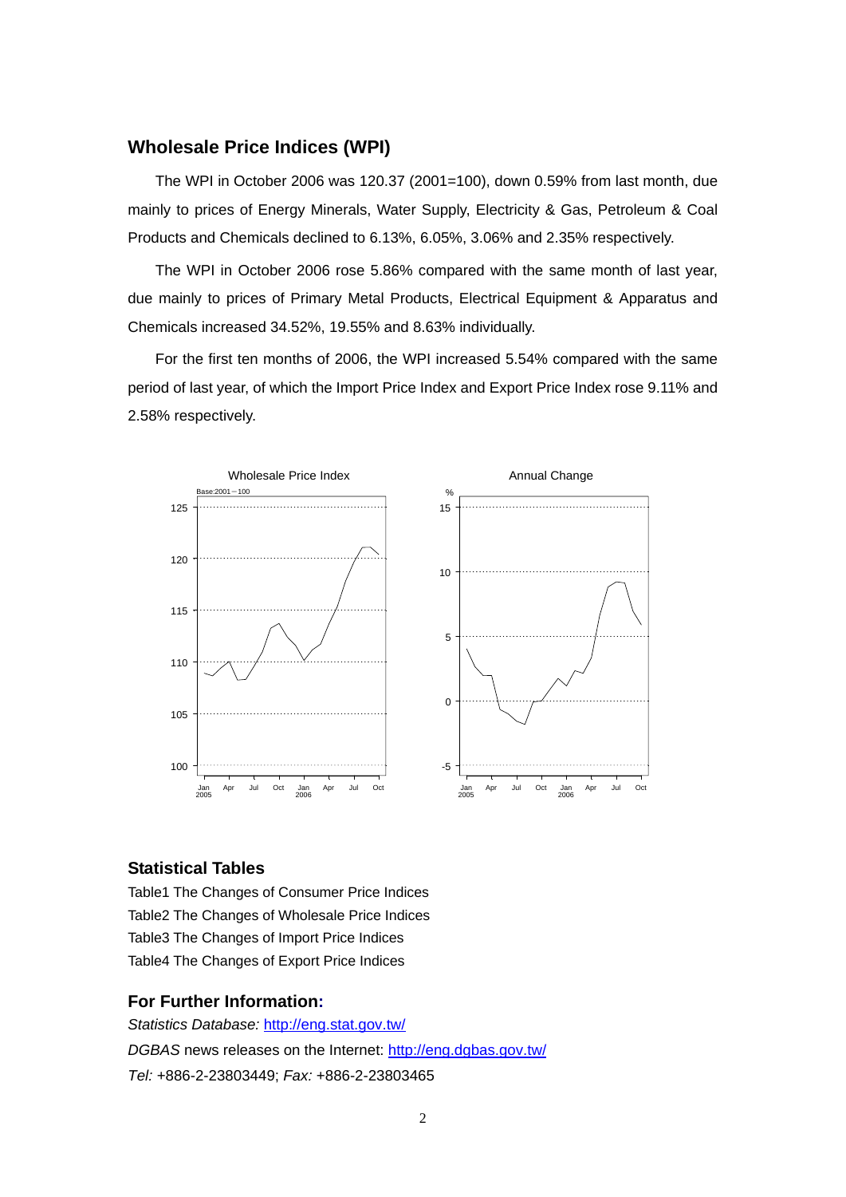## Wholesale Price Indices (WPI)

The WPI in October 2006 was 120.37 (2001=100), down 0.59% from last month, due mainly to prices of Energy Minerals, Water Supply, Electricity & Gas, Petroleum & Coal Products and Chemicals declined to 6.13%, 6.05%, 3.06% and 2.35% respectively.

The WPI in October 2006 rose 5.86% compared with the same month of last year, due mainly to prices of Primary Metal Products, Electrical Equipment & Apparatus and Chemicals increased 34.52%, 19.55% and 8.63% individually.

For the first ten months of 2006, the WPI increased 5.54% compared with the same period of last year, of which the Import Price Index and Export Price Index rose 9.11% and 2.58% respectively.

## Statistical Tables

Table1 The Changes of Consumer Price Indices
Table2 The Changes of Wholesale Price Indices
Table3 The Changes of Import Price Indices
Table4 The Changes of Export Price Indices

## For Further Information:

*Statistics Database:* http://eng.stat.gov.tw/
*DGBAS* news releases on the Internet: http://eng.dgbas.gov.tw/
*Tel:* +886-2-23803449; *Fax:* +886-2-23803465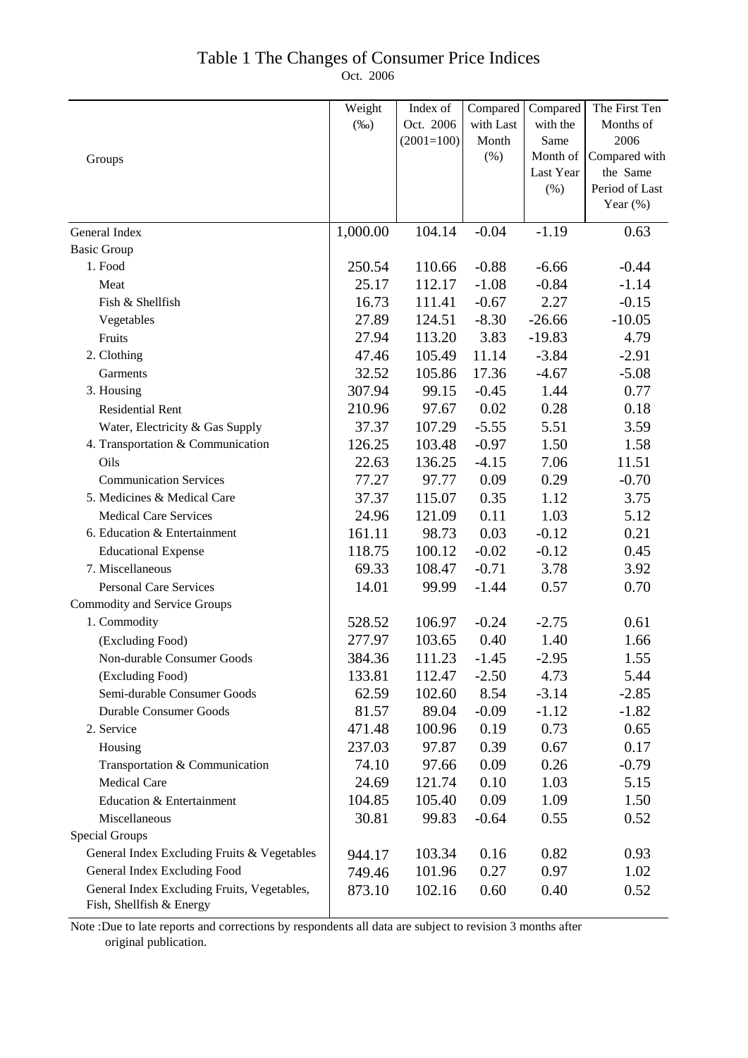# Table 1 The Changes of Consumer Price Indices

Oct. 2006

| Groups | Weight (‰) | Index of Oct. 2006 (2001=100) | Compared with Last Month (%) | Compared with the Same Month of Last Year (%) | The First Ten Months of 2006 Compared with the Same Period of Last Year (%) |
|---|---|---|---|---|---|
| General Index | 1,000.00 | 104.14 | -0.04 | -1.19 | 0.63 |
| Basic Group | | | | | |
| 1. Food | 250.54 | 110.66 | -0.88 | -6.66 | -0.44 |
| Meat | 25.17 | 112.17 | -1.08 | -0.84 | -1.14 |
| Fish & Shellfish | 16.73 | 111.41 | -0.67 | 2.27 | -0.15 |
| Vegetables | 27.89 | 124.51 | -8.30 | -26.66 | -10.05 |
| Fruits | 27.94 | 113.20 | 3.83 | -19.83 | 4.79 |
| 2. Clothing | 47.46 | 105.49 | 11.14 | -3.84 | -2.91 |
| Garments | 32.52 | 105.86 | 17.36 | -4.67 | -5.08 |
| 3. Housing | 307.94 | 99.15 | -0.45 | 1.44 | 0.77 |
| Residential Rent | 210.96 | 97.67 | 0.02 | 0.28 | 0.18 |
| Water, Electricity & Gas Supply | 37.37 | 107.29 | -5.55 | 5.51 | 3.59 |
| 4. Transportation & Communication | 126.25 | 103.48 | -0.97 | 1.50 | 1.58 |
| Oils | 22.63 | 136.25 | -4.15 | 7.06 | 11.51 |
| Communication Services | 77.27 | 97.77 | 0.09 | 0.29 | -0.70 |
| 5. Medicines & Medical Care | 37.37 | 115.07 | 0.35 | 1.12 | 3.75 |
| Medical Care Services | 24.96 | 121.09 | 0.11 | 1.03 | 5.12 |
| 6. Education & Entertainment | 161.11 | 98.73 | 0.03 | -0.12 | 0.21 |
| Educational Expense | 118.75 | 100.12 | -0.02 | -0.12 | 0.45 |
| 7. Miscellaneous | 69.33 | 108.47 | -0.71 | 3.78 | 3.92 |
| Personal Care Services | 14.01 | 99.99 | -1.44 | 0.57 | 0.70 |
| Commodity and Service Groups | | | | | |
| 1. Commodity | 528.52 | 106.97 | -0.24 | -2.75 | 0.61 |
| (Excluding Food) | 277.97 | 103.65 | 0.40 | 1.40 | 1.66 |
| Non-durable Consumer Goods | 384.36 | 111.23 | -1.45 | -2.95 | 1.55 |
| (Excluding Food) | 133.81 | 112.47 | -2.50 | 4.73 | 5.44 |
| Semi-durable Consumer Goods | 62.59 | 102.60 | 8.54 | -3.14 | -2.85 |
| Durable Consumer Goods | 81.57 | 89.04 | -0.09 | -1.12 | -1.82 |
| 2. Service | 471.48 | 100.96 | 0.19 | 0.73 | 0.65 |
| Housing | 237.03 | 97.87 | 0.39 | 0.67 | 0.17 |
| Transportation & Communication | 74.10 | 97.66 | 0.09 | 0.26 | -0.79 |
| Medical Care | 24.69 | 121.74 | 0.10 | 1.03 | 5.15 |
| Education & Entertainment | 104.85 | 105.40 | 0.09 | 1.09 | 1.50 |
| Miscellaneous | 30.81 | 99.83 | -0.64 | 0.55 | 0.52 |
| Special Groups | | | | | |
| General Index Excluding Fruits & Vegetables | 944.17 | 103.34 | 0.16 | 0.82 | 0.93 |
| General Index Excluding Food | 749.46 | 101.96 | 0.27 | 0.97 | 1.02 |
| General Index Excluding Fruits, Vegetables, Fish, Shellfish & Energy | 873.10 | 102.16 | 0.60 | 0.40 | 0.52 |

Note :Due to late reports and corrections by respondents all data are subject to revision 3 months after original publication.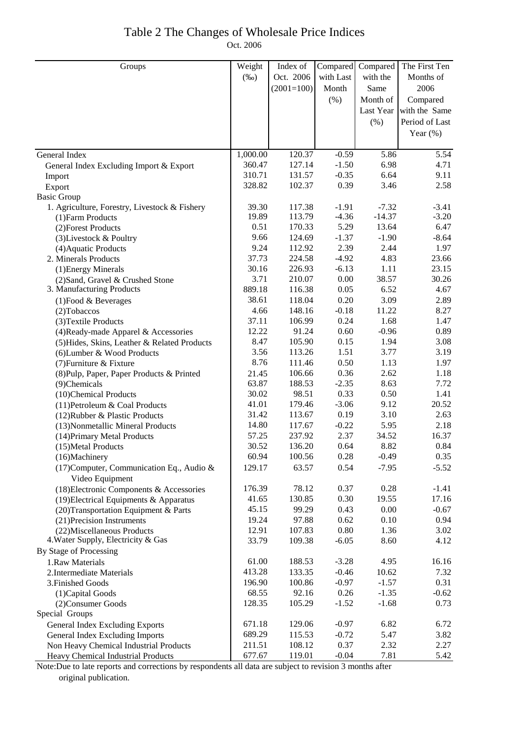# Table 2 The Changes of Wholesale Price Indices

Oct. 2006

| Groups | Weight (‰) | Index of Oct. 2006 (2001=100) | Compared with Last Month (%) | Compared with the Same Month of Last Year (%) | The First Ten Months of 2006 Compared with the Same Period of Last Year (%) |
|---|---|---|---|---|---|
| General Index | 1,000.00 | 120.37 | -0.59 | 5.86 | 5.54 |
| General Index Excluding Import & Export | 360.47 | 127.14 | -1.50 | 6.98 | 4.71 |
| Import | 310.71 | 131.57 | -0.35 | 6.64 | 9.11 |
| Export | 328.82 | 102.37 | 0.39 | 3.46 | 2.58 |
| Basic Group | | | | | |
| 1. Agriculture, Forestry, Livestock & Fishery | 39.30 | 117.38 | -1.91 | -7.32 | -3.41 |
| (1)Farm Products | 19.89 | 113.79 | -4.36 | -14.37 | -3.20 |
| (2)Forest Products | 0.51 | 170.33 | 5.29 | 13.64 | 6.47 |
| (3)Livestock & Poultry | 9.66 | 124.69 | -1.37 | -1.90 | -8.64 |
| (4)Aquatic Products | 9.24 | 112.92 | 2.39 | 2.44 | 1.97 |
| 2. Minerals Products | 37.73 | 224.58 | -4.92 | 4.83 | 23.66 |
| (1)Energy Minerals | 30.16 | 226.93 | -6.13 | 1.11 | 23.15 |
| (2)Sand, Gravel & Crushed Stone | 3.71 | 210.07 | 0.00 | 38.57 | 30.26 |
| 3. Manufacturing Products | 889.18 | 116.38 | 0.05 | 6.52 | 4.67 |
| (1)Food & Beverages | 38.61 | 118.04 | 0.20 | 3.09 | 2.89 |
| (2)Tobaccos | 4.66 | 148.16 | -0.18 | 11.22 | 8.27 |
| (3)Textile Products | 37.11 | 106.99 | 0.24 | 1.68 | 1.47 |
| (4)Ready-made Apparel & Accessories | 12.22 | 91.24 | 0.60 | -0.96 | 0.89 |
| (5)Hides, Skins, Leather & Related Products | 8.47 | 105.90 | 0.15 | 1.94 | 3.08 |
| (6)Lumber & Wood Products | 3.56 | 113.26 | 1.51 | 3.77 | 3.19 |
| (7)Furniture & Fixture | 8.76 | 111.46 | 0.50 | 1.13 | 1.97 |
| (8)Pulp, Paper, Paper Products & Printed | 21.45 | 106.66 | 0.36 | 2.62 | 1.18 |
| (9)Chemicals | 63.87 | 188.53 | -2.35 | 8.63 | 7.72 |
| (10)Chemical Products | 30.02 | 98.51 | 0.33 | 0.50 | 1.41 |
| (11)Petroleum & Coal Products | 41.01 | 179.46 | -3.06 | 9.12 | 20.52 |
| (12)Rubber & Plastic Products | 31.42 | 113.67 | 0.19 | 3.10 | 2.63 |
| (13)Nonmetallic Mineral Products | 14.80 | 117.67 | -0.22 | 5.95 | 2.18 |
| (14)Primary Metal Products | 57.25 | 237.92 | 2.37 | 34.52 | 16.37 |
| (15)Metal Products | 30.52 | 136.20 | 0.64 | 8.82 | 0.84 |
| (16)Machinery | 60.94 | 100.56 | 0.28 | -0.49 | 0.35 |
| (17)Computer, Communication Eq., Audio & Video Equipment | 129.17 | 63.57 | 0.54 | -7.95 | -5.52 |
| (18)Electronic Components & Accessories | 176.39 | 78.12 | 0.37 | 0.28 | -1.41 |
| (19)Electrical Equipments & Apparatus | 41.65 | 130.85 | 0.30 | 19.55 | 17.16 |
| (20)Transportation Equipment & Parts | 45.15 | 99.29 | 0.43 | 0.00 | -0.67 |
| (21)Precision Instruments | 19.24 | 97.88 | 0.62 | 0.10 | 0.94 |
| (22)Miscellaneous Products | 12.91 | 107.83 | 0.80 | 1.36 | 3.02 |
| 4.Water Supply, Electricity & Gas | 33.79 | 109.38 | -6.05 | 8.60 | 4.12 |
| By Stage of Processing | | | | | |
| 1.Raw Materials | 61.00 | 188.53 | -3.28 | 4.95 | 16.16 |
| 2.Intermediate Materials | 413.28 | 133.35 | -0.46 | 10.62 | 7.32 |
| 3.Finished Goods | 196.90 | 100.86 | -0.97 | -1.57 | 0.31 |
| (1)Capital Goods | 68.55 | 92.16 | 0.26 | -1.35 | -0.62 |
| (2)Consumer Goods | 128.35 | 105.29 | -1.52 | -1.68 | 0.73 |
| Special Groups | | | | | |
| General Index Excluding Exports | 671.18 | 129.06 | -0.97 | 6.82 | 6.72 |
| General Index Excluding Imports | 689.29 | 115.53 | -0.72 | 5.47 | 3.82 |
| Non Heavy Chemical Industrial Products | 211.51 | 108.12 | 0.37 | 2.32 | 2.27 |
| Heavy Chemical Industrial Products | 677.67 | 119.01 | -0.04 | 7.81 | 5.42 |

Note:Due to late reports and corrections by respondents all data are subject to revision 3 months after original publication.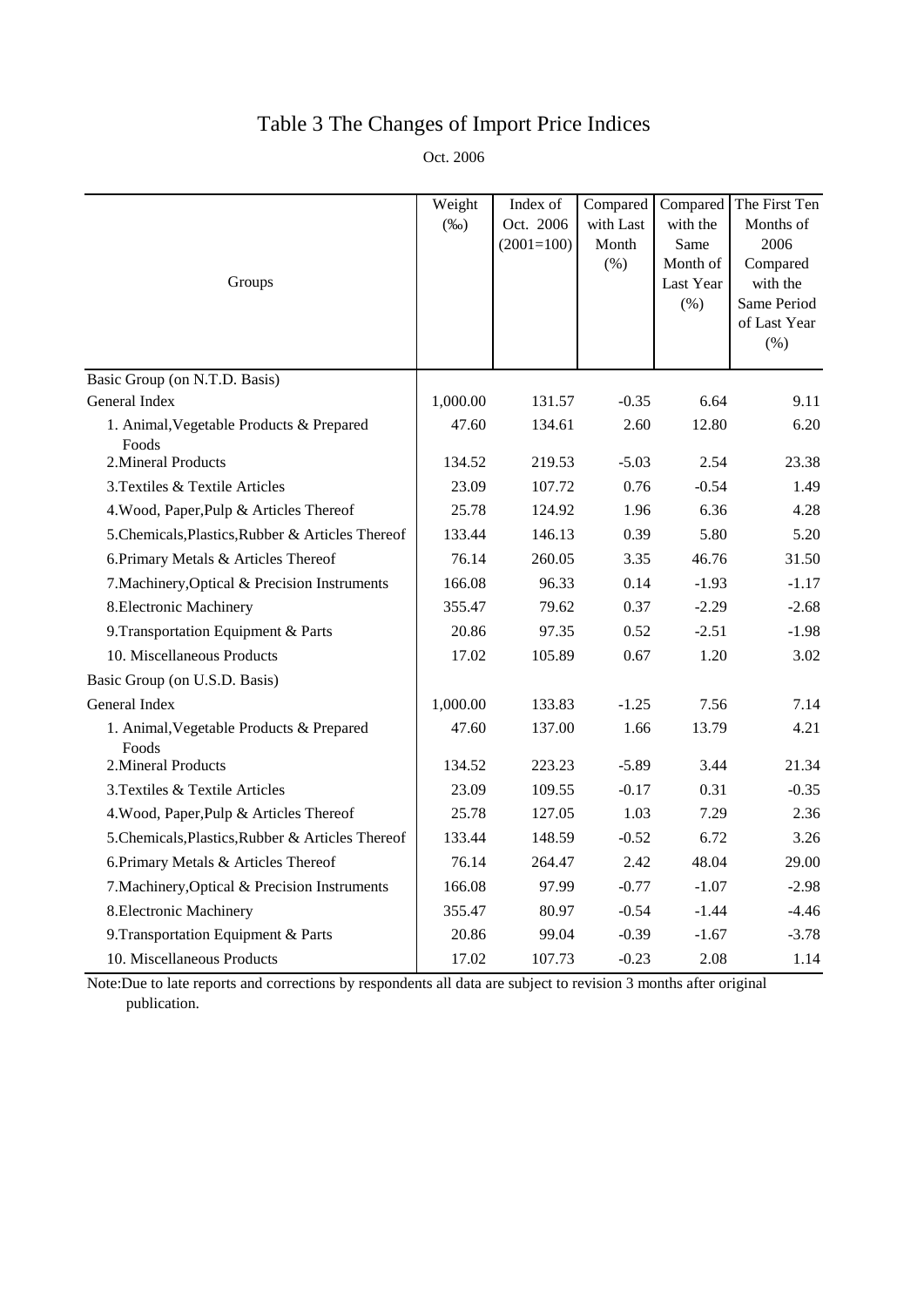# Table 3 The Changes of Import Price Indices

Oct. 2006

| Groups | Weight (‰) | Index of Oct. 2006 (2001=100) | Compared with Last Month (%) | Compared with the Same Month of Last Year (%) | The First Ten Months of 2006 Compared with the Same Period of Last Year (%) |
|---|---|---|---|---|---|
| Basic Group (on N.T.D. Basis) | | | | | |
| General Index | 1,000.00 | 131.57 | -0.35 | 6.64 | 9.11 |
| 1. Animal,Vegetable Products & Prepared Foods | 47.60 | 134.61 | 2.60 | 12.80 | 6.20 |
| 2.Mineral Products | 134.52 | 219.53 | -5.03 | 2.54 | 23.38 |
| 3.Textiles & Textile Articles | 23.09 | 107.72 | 0.76 | -0.54 | 1.49 |
| 4.Wood, Paper,Pulp & Articles Thereof | 25.78 | 124.92 | 1.96 | 6.36 | 4.28 |
| 5.Chemicals,Plastics,Rubber & Articles Thereof | 133.44 | 146.13 | 0.39 | 5.80 | 5.20 |
| 6.Primary Metals & Articles Thereof | 76.14 | 260.05 | 3.35 | 46.76 | 31.50 |
| 7.Machinery,Optical & Precision Instruments | 166.08 | 96.33 | 0.14 | -1.93 | -1.17 |
| 8.Electronic Machinery | 355.47 | 79.62 | 0.37 | -2.29 | -2.68 |
| 9.Transportation Equipment & Parts | 20.86 | 97.35 | 0.52 | -2.51 | -1.98 |
| 10. Miscellaneous Products | 17.02 | 105.89 | 0.67 | 1.20 | 3.02 |
| Basic Group (on U.S.D. Basis) | | | | | |
| General Index | 1,000.00 | 133.83 | -1.25 | 7.56 | 7.14 |
| 1. Animal,Vegetable Products & Prepared Foods | 47.60 | 137.00 | 1.66 | 13.79 | 4.21 |
| 2.Mineral Products | 134.52 | 223.23 | -5.89 | 3.44 | 21.34 |
| 3.Textiles & Textile Articles | 23.09 | 109.55 | -0.17 | 0.31 | -0.35 |
| 4.Wood, Paper,Pulp & Articles Thereof | 25.78 | 127.05 | 1.03 | 7.29 | 2.36 |
| 5.Chemicals,Plastics,Rubber & Articles Thereof | 133.44 | 148.59 | -0.52 | 6.72 | 3.26 |
| 6.Primary Metals & Articles Thereof | 76.14 | 264.47 | 2.42 | 48.04 | 29.00 |
| 7.Machinery,Optical & Precision Instruments | 166.08 | 97.99 | -0.77 | -1.07 | -2.98 |
| 8.Electronic Machinery | 355.47 | 80.97 | -0.54 | -1.44 | -4.46 |
| 9.Transportation Equipment & Parts | 20.86 | 99.04 | -0.39 | -1.67 | -3.78 |
| 10. Miscellaneous Products | 17.02 | 107.73 | -0.23 | 2.08 | 1.14 |

Note:Due to late reports and corrections by respondents all data are subject to revision 3 months after original publication.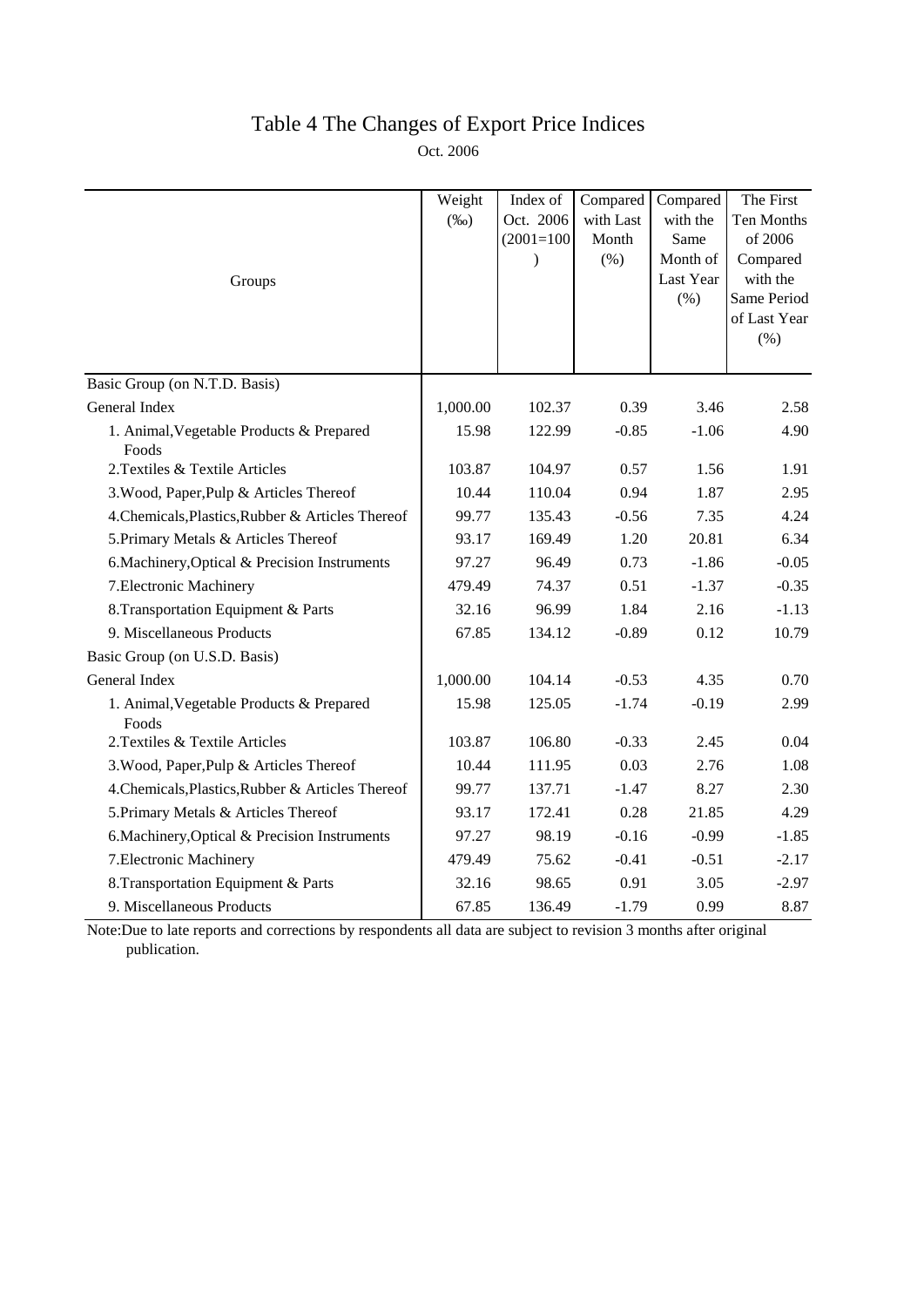# Table 4 The Changes of Export Price Indices

Oct. 2006

| Groups | Weight (‰) | Index of Oct. 2006 (2001=100) | Compared with Last Month (%) | Compared with the Same Month of Last Year (%) | The First Ten Months of 2006 Compared with the Same Period of Last Year (%) |
|---|---|---|---|---|---|
| Basic Group (on N.T.D. Basis) | | | | | |
| General Index | 1,000.00 | 102.37 | 0.39 | 3.46 | 2.58 |
| 1. Animal,Vegetable Products & Prepared Foods | 15.98 | 122.99 | -0.85 | -1.06 | 4.90 |
| 2.Textiles & Textile Articles | 103.87 | 104.97 | 0.57 | 1.56 | 1.91 |
| 3.Wood, Paper,Pulp & Articles Thereof | 10.44 | 110.04 | 0.94 | 1.87 | 2.95 |
| 4.Chemicals,Plastics,Rubber & Articles Thereof | 99.77 | 135.43 | -0.56 | 7.35 | 4.24 |
| 5.Primary Metals & Articles Thereof | 93.17 | 169.49 | 1.20 | 20.81 | 6.34 |
| 6.Machinery,Optical & Precision Instruments | 97.27 | 96.49 | 0.73 | -1.86 | -0.05 |
| 7.Electronic Machinery | 479.49 | 74.37 | 0.51 | -1.37 | -0.35 |
| 8.Transportation Equipment & Parts | 32.16 | 96.99 | 1.84 | 2.16 | -1.13 |
| 9. Miscellaneous Products | 67.85 | 134.12 | -0.89 | 0.12 | 10.79 |
| Basic Group (on U.S.D. Basis) | | | | | |
| General Index | 1,000.00 | 104.14 | -0.53 | 4.35 | 0.70 |
| 1. Animal,Vegetable Products & Prepared Foods | 15.98 | 125.05 | -1.74 | -0.19 | 2.99 |
| 2.Textiles & Textile Articles | 103.87 | 106.80 | -0.33 | 2.45 | 0.04 |
| 3.Wood, Paper,Pulp & Articles Thereof | 10.44 | 111.95 | 0.03 | 2.76 | 1.08 |
| 4.Chemicals,Plastics,Rubber & Articles Thereof | 99.77 | 137.71 | -1.47 | 8.27 | 2.30 |
| 5.Primary Metals & Articles Thereof | 93.17 | 172.41 | 0.28 | 21.85 | 4.29 |
| 6.Machinery,Optical & Precision Instruments | 97.27 | 98.19 | -0.16 | -0.99 | -1.85 |
| 7.Electronic Machinery | 479.49 | 75.62 | -0.41 | -0.51 | -2.17 |
| 8.Transportation Equipment & Parts | 32.16 | 98.65 | 0.91 | 3.05 | -2.97 |
| 9. Miscellaneous Products | 67.85 | 136.49 | -1.79 | 0.99 | 8.87 |

Note:Due to late reports and corrections by respondents all data are subject to revision 3 months after original publication.